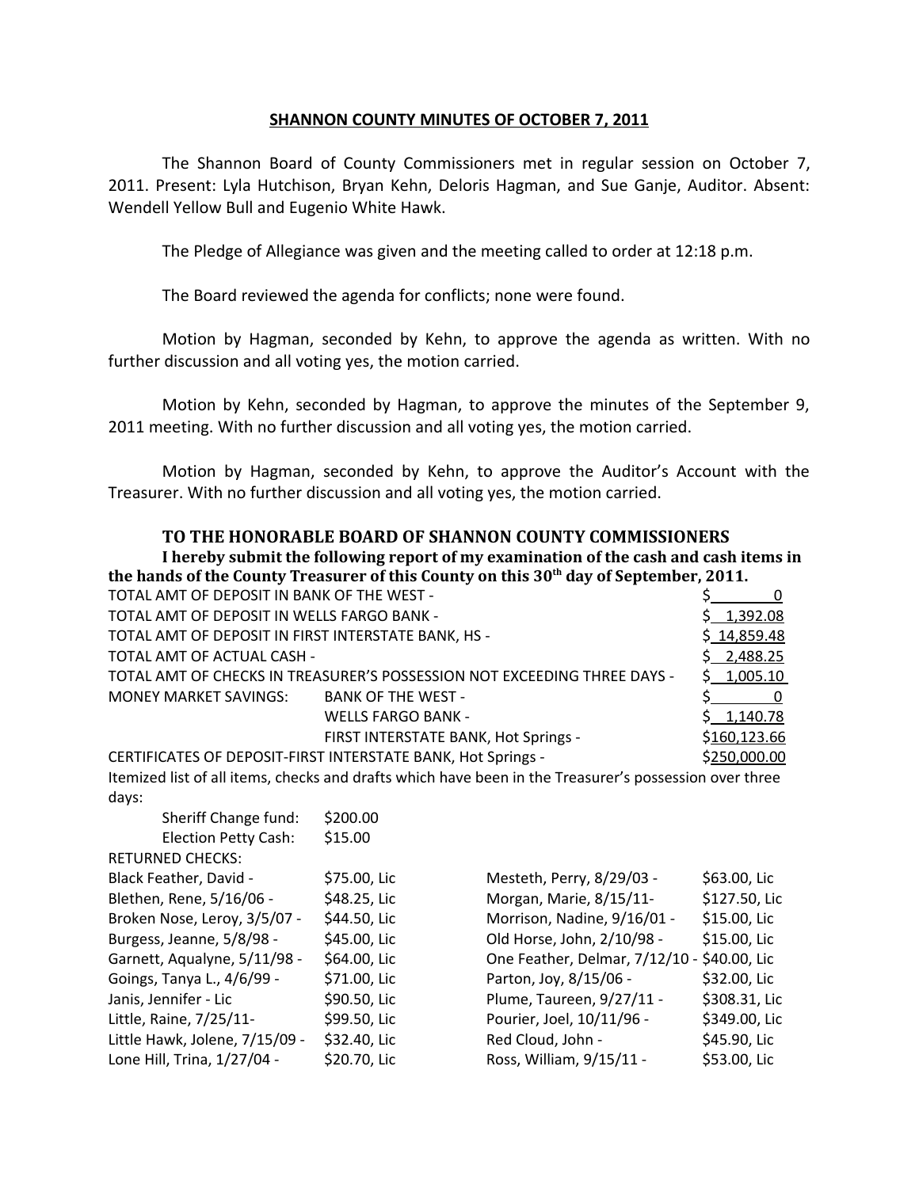## SHANNON COUNTY MINUTES OF OCTOBER 7, 2011

The Shannon Board of County Commissioners met in regular session on October 7, 2011. Present: Lyla Hutchison, Bryan Kehn, Deloris Hagman, and Sue Ganje, Auditor. Absent: Wendell Yellow Bull and Eugenio White Hawk.

The Pledge of Allegiance was given and the meeting called to order at 12:18 p.m.

The Board reviewed the agenda for conflicts; none were found.

Motion by Hagman, seconded by Kehn, to approve the agenda as written. With no further discussion and all voting yes, the motion carried.

Motion by Kehn, seconded by Hagman, to approve the minutes of the September 9, 2011 meeting. With no further discussion and all voting yes, the motion carried.

Motion by Hagman, seconded by Kehn, to approve the Auditor's Account with the Treasurer. With no further discussion and all voting yes, the motion carried.

### TO THE HONORABLE BOARD OF SHANNON COUNTY COMMISSIONERS

**I hereby submit the following report of my examination of the cash and cash items in the hands of the County Treasurer of this County on this 30th day of September, 2011.**

| | | |
|---|---|---|
| TOTAL AMT OF DEPOSIT IN BANK OF THE WEST - | | $ 0 |
| TOTAL AMT OF DEPOSIT IN WELLS FARGO BANK - | | $ 1,392.08 |
| TOTAL AMT OF DEPOSIT IN FIRST INTERSTATE BANK, HS - | | $ 14,859.48 |
| TOTAL AMT OF ACTUAL CASH - | | $ 2,488.25 |
| TOTAL AMT OF CHECKS IN TREASURER'S POSSESSION NOT EXCEEDING THREE DAYS - | | $ 1,005.10 |
| MONEY MARKET SAVINGS: | BANK OF THE WEST - | $ 0 |
| | WELLS FARGO BANK - | $ 1,140.78 |
| | FIRST INTERSTATE BANK, Hot Springs - | $160,123.66 |
| CERTIFICATES OF DEPOSIT-FIRST INTERSTATE BANK, Hot Springs - | | $250,000.00 |

Itemized list of all items, checks and drafts which have been in the Treasurer's possession over three days:

| | |
|---|---|
| Sheriff Change fund: | $200.00 |
| Election Petty Cash: | $15.00 |

RETURNED CHECKS:

| | | | |
|---|---|---|---|
| Black Feather, David - | $75.00, Lic | Mesteth, Perry, 8/29/03 - | $63.00, Lic |
| Blethen, Rene, 5/16/06 - | $48.25, Lic | Morgan, Marie, 8/15/11- | $127.50, Lic |
| Broken Nose, Leroy, 3/5/07 - | $44.50, Lic | Morrison, Nadine, 9/16/01 - | $15.00, Lic |
| Burgess, Jeanne, 5/8/98 - | $45.00, Lic | Old Horse, John, 2/10/98 - | $15.00, Lic |
| Garnett, Aqualyne, 5/11/98 - | $64.00, Lic | One Feather, Delmar, 7/12/10 - | $40.00, Lic |
| Goings, Tanya L., 4/6/99 - | $71.00, Lic | Parton, Joy, 8/15/06 - | $32.00, Lic |
| Janis, Jennifer - Lic | $90.50, Lic | Plume, Taureen, 9/27/11 - | $308.31, Lic |
| Little, Raine, 7/25/11- | $99.50, Lic | Pourier, Joel, 10/11/96 - | $349.00, Lic |
| Little Hawk, Jolene, 7/15/09 - | $32.40, Lic | Red Cloud, John - | $45.90, Lic |
| Lone Hill, Trina, 1/27/04 - | $20.70, Lic | Ross, William, 9/15/11 - | $53.00, Lic |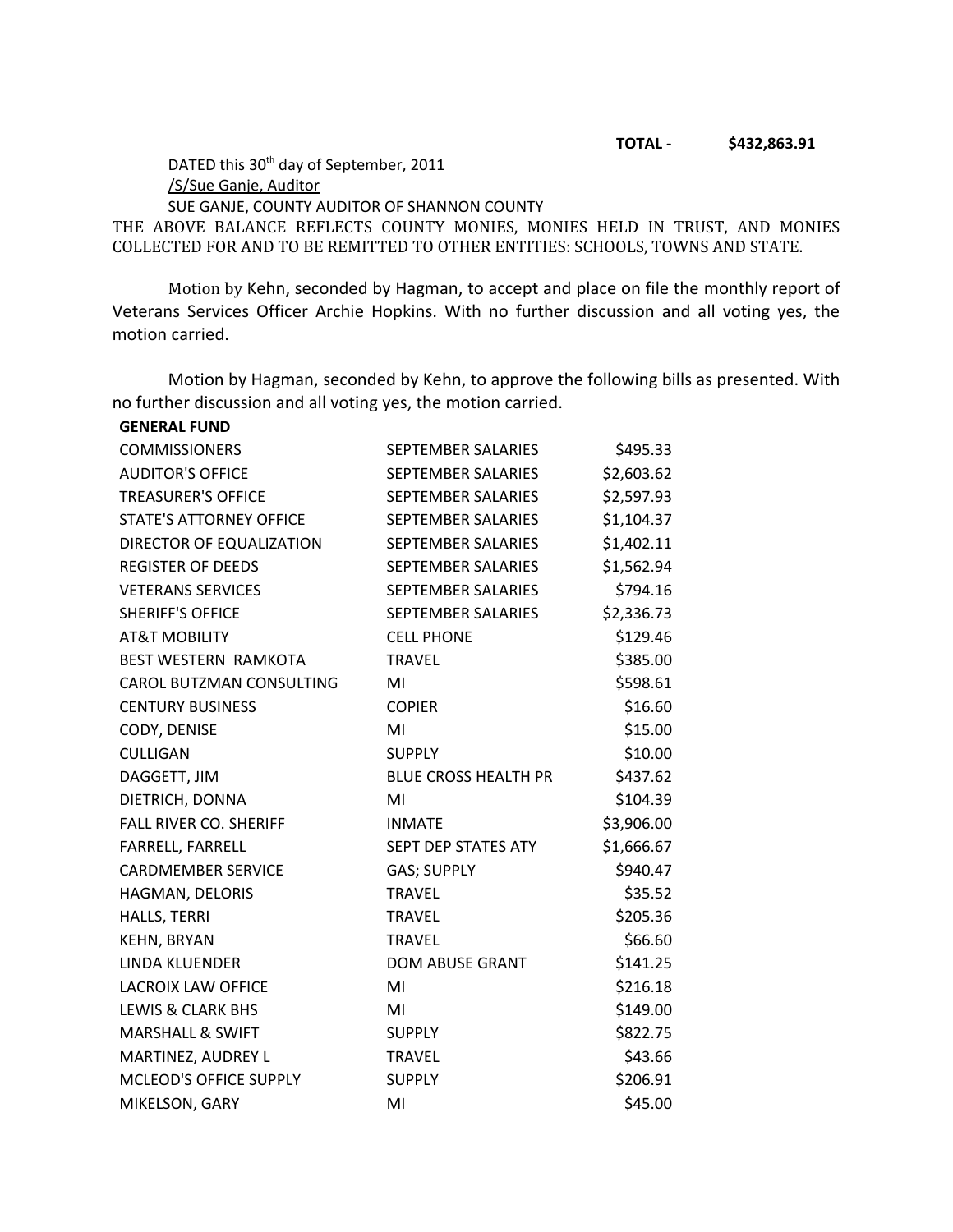**TOTAL - $432,863.91**

DATED this 30th day of September, 2011

/S/Sue Ganje, Auditor

SUE GANJE, COUNTY AUDITOR OF SHANNON COUNTY

THE ABOVE BALANCE REFLECTS COUNTY MONIES, MONIES HELD IN TRUST, AND MONIES COLLECTED FOR AND TO BE REMITTED TO OTHER ENTITIES: SCHOOLS, TOWNS AND STATE.

Motion by Kehn, seconded by Hagman, to accept and place on file the monthly report of Veterans Services Officer Archie Hopkins. With no further discussion and all voting yes, the motion carried.

Motion by Hagman, seconded by Kehn, to approve the following bills as presented. With no further discussion and all voting yes, the motion carried.

**GENERAL FUND**

| | | |
|---|---|---|
| COMMISSIONERS | SEPTEMBER SALARIES | $495.33 |
| AUDITOR'S OFFICE | SEPTEMBER SALARIES | $2,603.62 |
| TREASURER'S OFFICE | SEPTEMBER SALARIES | $2,597.93 |
| STATE'S ATTORNEY OFFICE | SEPTEMBER SALARIES | $1,104.37 |
| DIRECTOR OF EQUALIZATION | SEPTEMBER SALARIES | $1,402.11 |
| REGISTER OF DEEDS | SEPTEMBER SALARIES | $1,562.94 |
| VETERANS SERVICES | SEPTEMBER SALARIES | $794.16 |
| SHERIFF'S OFFICE | SEPTEMBER SALARIES | $2,336.73 |
| AT&T MOBILITY | CELL PHONE | $129.46 |
| BEST WESTERN RAMKOTA | TRAVEL | $385.00 |
| CAROL BUTZMAN CONSULTING | MI | $598.61 |
| CENTURY BUSINESS | COPIER | $16.60 |
| CODY, DENISE | MI | $15.00 |
| CULLIGAN | SUPPLY | $10.00 |
| DAGGETT, JIM | BLUE CROSS HEALTH PR | $437.62 |
| DIETRICH, DONNA | MI | $104.39 |
| FALL RIVER CO. SHERIFF | INMATE | $3,906.00 |
| FARRELL, FARRELL | SEPT DEP STATES ATY | $1,666.67 |
| CARDMEMBER SERVICE | GAS; SUPPLY | $940.47 |
| HAGMAN, DELORIS | TRAVEL | $35.52 |
| HALLS, TERRI | TRAVEL | $205.36 |
| KEHN, BRYAN | TRAVEL | $66.60 |
| LINDA KLUENDER | DOM ABUSE GRANT | $141.25 |
| LACROIX LAW OFFICE | MI | $216.18 |
| LEWIS & CLARK BHS | MI | $149.00 |
| MARSHALL & SWIFT | SUPPLY | $822.75 |
| MARTINEZ, AUDREY L | TRAVEL | $43.66 |
| MCLEOD'S OFFICE SUPPLY | SUPPLY | $206.91 |
| MIKELSON, GARY | MI | $45.00 |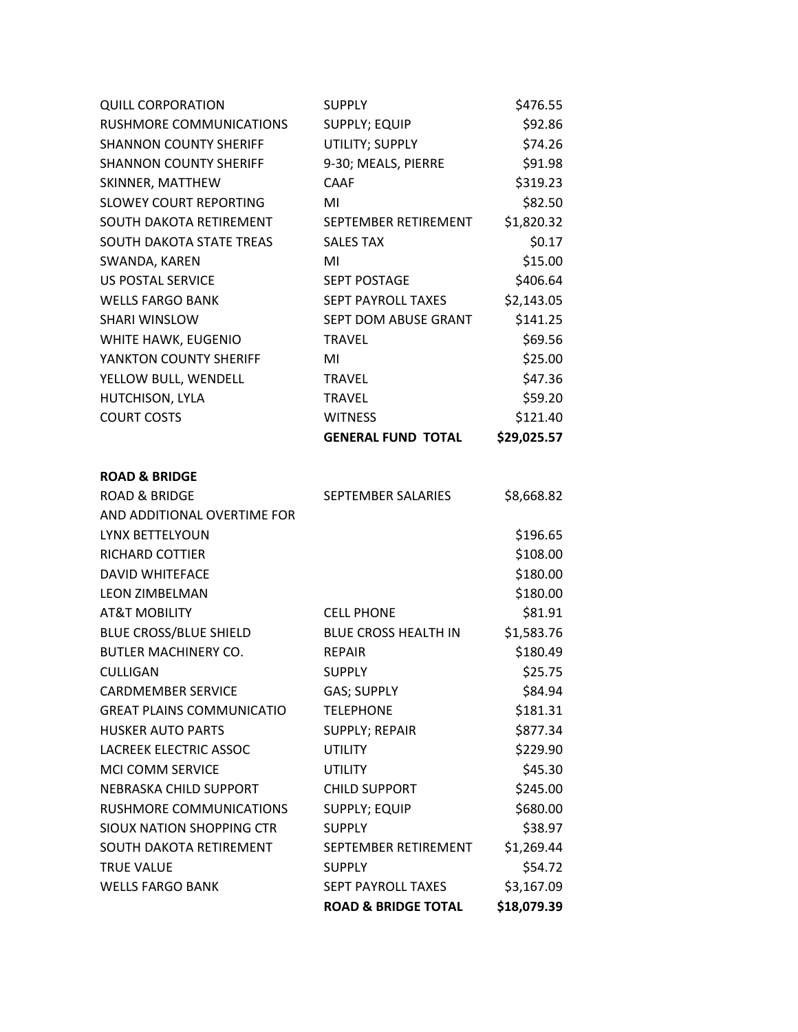| | | |
|---|---|---|
| QUILL CORPORATION | SUPPLY | $476.55 |
| RUSHMORE COMMUNICATIONS | SUPPLY; EQUIP | $92.86 |
| SHANNON COUNTY SHERIFF | UTILITY; SUPPLY | $74.26 |
| SHANNON COUNTY SHERIFF | 9-30; MEALS, PIERRE | $91.98 |
| SKINNER, MATTHEW | CAAF | $319.23 |
| SLOWEY COURT REPORTING | MI | $82.50 |
| SOUTH DAKOTA RETIREMENT | SEPTEMBER RETIREMENT | $1,820.32 |
| SOUTH DAKOTA STATE TREAS | SALES TAX | $0.17 |
| SWANDA, KAREN | MI | $15.00 |
| US POSTAL SERVICE | SEPT POSTAGE | $406.64 |
| WELLS FARGO BANK | SEPT PAYROLL TAXES | $2,143.05 |
| SHARI WINSLOW | SEPT DOM ABUSE GRANT | $141.25 |
| WHITE HAWK, EUGENIO | TRAVEL | $69.56 |
| YANKTON COUNTY SHERIFF | MI | $25.00 |
| YELLOW BULL, WENDELL | TRAVEL | $47.36 |
| HUTCHISON, LYLA | TRAVEL | $59.20 |
| COURT COSTS | WITNESS | $121.40 |
| | **GENERAL FUND TOTAL** | **$29,025.57** |

**ROAD & BRIDGE**

| | | |
|---|---|---|
| ROAD & BRIDGE | SEPTEMBER SALARIES | $8,668.82 |
| AND ADDITIONAL OVERTIME FOR | | |
| LYNX BETTELYOUN | | $196.65 |
| RICHARD COTTIER | | $108.00 |
| DAVID WHITEFACE | | $180.00 |
| LEON ZIMBELMAN | | $180.00 |
| AT&T MOBILITY | CELL PHONE | $81.91 |
| BLUE CROSS/BLUE SHIELD | BLUE CROSS HEALTH IN | $1,583.76 |
| BUTLER MACHINERY CO. | REPAIR | $180.49 |
| CULLIGAN | SUPPLY | $25.75 |
| CARDMEMBER SERVICE | GAS; SUPPLY | $84.94 |
| GREAT PLAINS COMMUNICATIO | TELEPHONE | $181.31 |
| HUSKER AUTO PARTS | SUPPLY; REPAIR | $877.34 |
| LACREEK ELECTRIC ASSOC | UTILITY | $229.90 |
| MCI COMM SERVICE | UTILITY | $45.30 |
| NEBRASKA CHILD SUPPORT | CHILD SUPPORT | $245.00 |
| RUSHMORE COMMUNICATIONS | SUPPLY; EQUIP | $680.00 |
| SIOUX NATION SHOPPING CTR | SUPPLY | $38.97 |
| SOUTH DAKOTA RETIREMENT | SEPTEMBER RETIREMENT | $1,269.44 |
| TRUE VALUE | SUPPLY | $54.72 |
| WELLS FARGO BANK | SEPT PAYROLL TAXES | $3,167.09 |
| | **ROAD & BRIDGE TOTAL** | **$18,079.39** |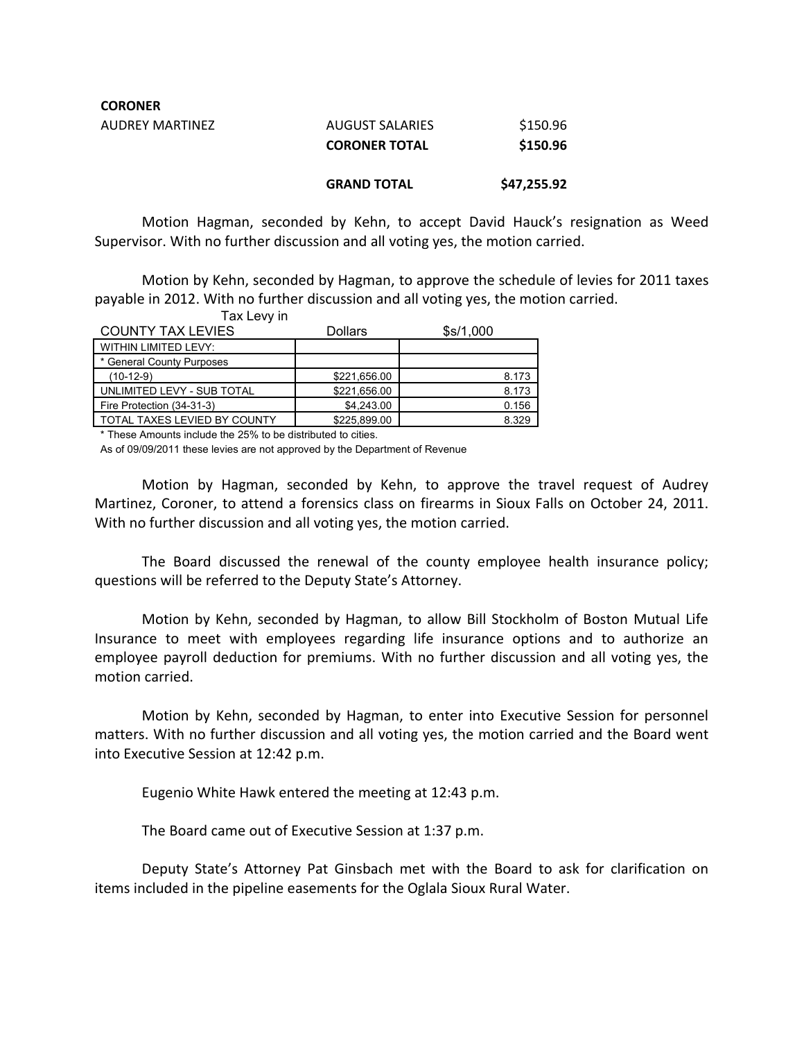**CORONER**

| | | |
|---|---|---|
| AUDREY MARTINEZ | AUGUST SALARIES | $150.96 |
| | **CORONER TOTAL** | **$150.96** |
| | | |
| | **GRAND TOTAL** | **$47,255.92** |

Motion Hagman, seconded by Kehn, to accept David Hauck's resignation as Weed Supervisor. With no further discussion and all voting yes, the motion carried.

Motion by Kehn, seconded by Hagman, to approve the schedule of levies for 2011 taxes payable in 2012. With no further discussion and all voting yes, the motion carried.

| COUNTY TAX LEVIES | Tax Levy in Dollars | $s/1,000 |
|---|---|---|
| WITHIN LIMITED LEVY: | | |
| * General County Purposes (10-12-9) | $221,656.00 | 8.173 |
| UNLIMITED LEVY - SUB TOTAL | $221,656.00 | 8.173 |
| Fire Protection (34-31-3) | $4,243.00 | 0.156 |
| TOTAL TAXES LEVIED BY COUNTY | $225,899.00 | 8.329 |

* These Amounts include the 25% to be distributed to cities.

As of 09/09/2011 these levies are not approved by the Department of Revenue

Motion by Hagman, seconded by Kehn, to approve the travel request of Audrey Martinez, Coroner, to attend a forensics class on firearms in Sioux Falls on October 24, 2011. With no further discussion and all voting yes, the motion carried.

The Board discussed the renewal of the county employee health insurance policy; questions will be referred to the Deputy State's Attorney.

Motion by Kehn, seconded by Hagman, to allow Bill Stockholm of Boston Mutual Life Insurance to meet with employees regarding life insurance options and to authorize an employee payroll deduction for premiums. With no further discussion and all voting yes, the motion carried.

Motion by Kehn, seconded by Hagman, to enter into Executive Session for personnel matters. With no further discussion and all voting yes, the motion carried and the Board went into Executive Session at 12:42 p.m.

Eugenio White Hawk entered the meeting at 12:43 p.m.

The Board came out of Executive Session at 1:37 p.m.

Deputy State's Attorney Pat Ginsbach met with the Board to ask for clarification on items included in the pipeline easements for the Oglala Sioux Rural Water.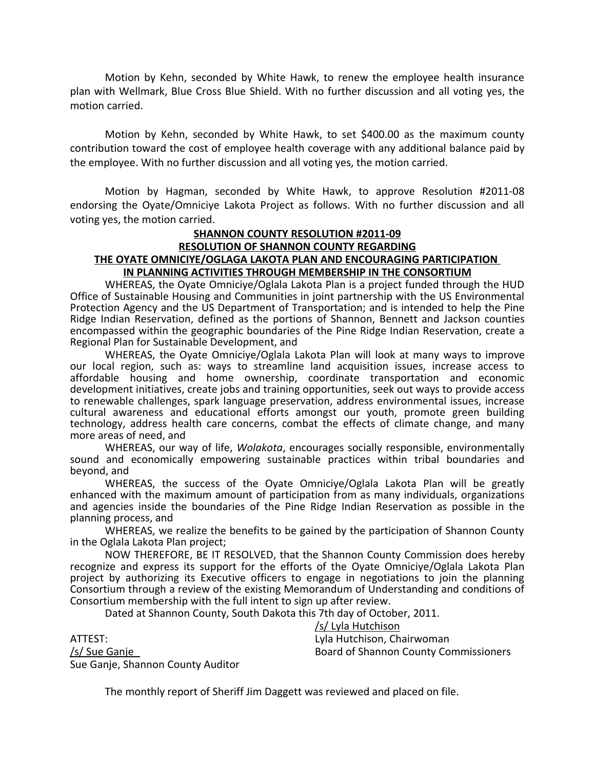Motion by Kehn, seconded by White Hawk, to renew the employee health insurance plan with Wellmark, Blue Cross Blue Shield. With no further discussion and all voting yes, the motion carried.

Motion by Kehn, seconded by White Hawk, to set $400.00 as the maximum county contribution toward the cost of employee health coverage with any additional balance paid by the employee. With no further discussion and all voting yes, the motion carried.

Motion by Hagman, seconded by White Hawk, to approve Resolution #2011-08 endorsing the Oyate/Omniciye Lakota Project as follows. With no further discussion and all voting yes, the motion carried.

**SHANNON COUNTY RESOLUTION #2011-09**
**RESOLUTION OF SHANNON COUNTY REGARDING**
**THE OYATE OMNICIYE/OGLAGA LAKOTA PLAN AND ENCOURAGING PARTICIPATION IN PLANNING ACTIVITIES THROUGH MEMBERSHIP IN THE CONSORTIUM**

WHEREAS, the Oyate Omniciye/Oglala Lakota Plan is a project funded through the HUD Office of Sustainable Housing and Communities in joint partnership with the US Environmental Protection Agency and the US Department of Transportation; and is intended to help the Pine Ridge Indian Reservation, defined as the portions of Shannon, Bennett and Jackson counties encompassed within the geographic boundaries of the Pine Ridge Indian Reservation, create a Regional Plan for Sustainable Development, and

WHEREAS, the Oyate Omniciye/Oglala Lakota Plan will look at many ways to improve our local region, such as: ways to streamline land acquisition issues, increase access to affordable housing and home ownership, coordinate transportation and economic development initiatives, create jobs and training opportunities, seek out ways to provide access to renewable challenges, spark language preservation, address environmental issues, increase cultural awareness and educational efforts amongst our youth, promote green building technology, address health care concerns, combat the effects of climate change, and many more areas of need, and

WHEREAS, our way of life, *Wolakota*, encourages socially responsible, environmentally sound and economically empowering sustainable practices within tribal boundaries and beyond, and

WHEREAS, the success of the Oyate Omniciye/Oglala Lakota Plan will be greatly enhanced with the maximum amount of participation from as many individuals, organizations and agencies inside the boundaries of the Pine Ridge Indian Reservation as possible in the planning process, and

WHEREAS, we realize the benefits to be gained by the participation of Shannon County in the Oglala Lakota Plan project;

NOW THEREFORE, BE IT RESOLVED, that the Shannon County Commission does hereby recognize and express its support for the efforts of the Oyate Omniciye/Oglala Lakota Plan project by authorizing its Executive officers to engage in negotiations to join the planning Consortium through a review of the existing Memorandum of Understanding and conditions of Consortium membership with the full intent to sign up after review.

Dated at Shannon County, South Dakota this 7th day of October, 2011.

/s/ Lyla Hutchison
Lyla Hutchison, Chairwoman
Board of Shannon County Commissioners

ATTEST:
/s/ Sue Ganje
Sue Ganje, Shannon County Auditor

The monthly report of Sheriff Jim Daggett was reviewed and placed on file.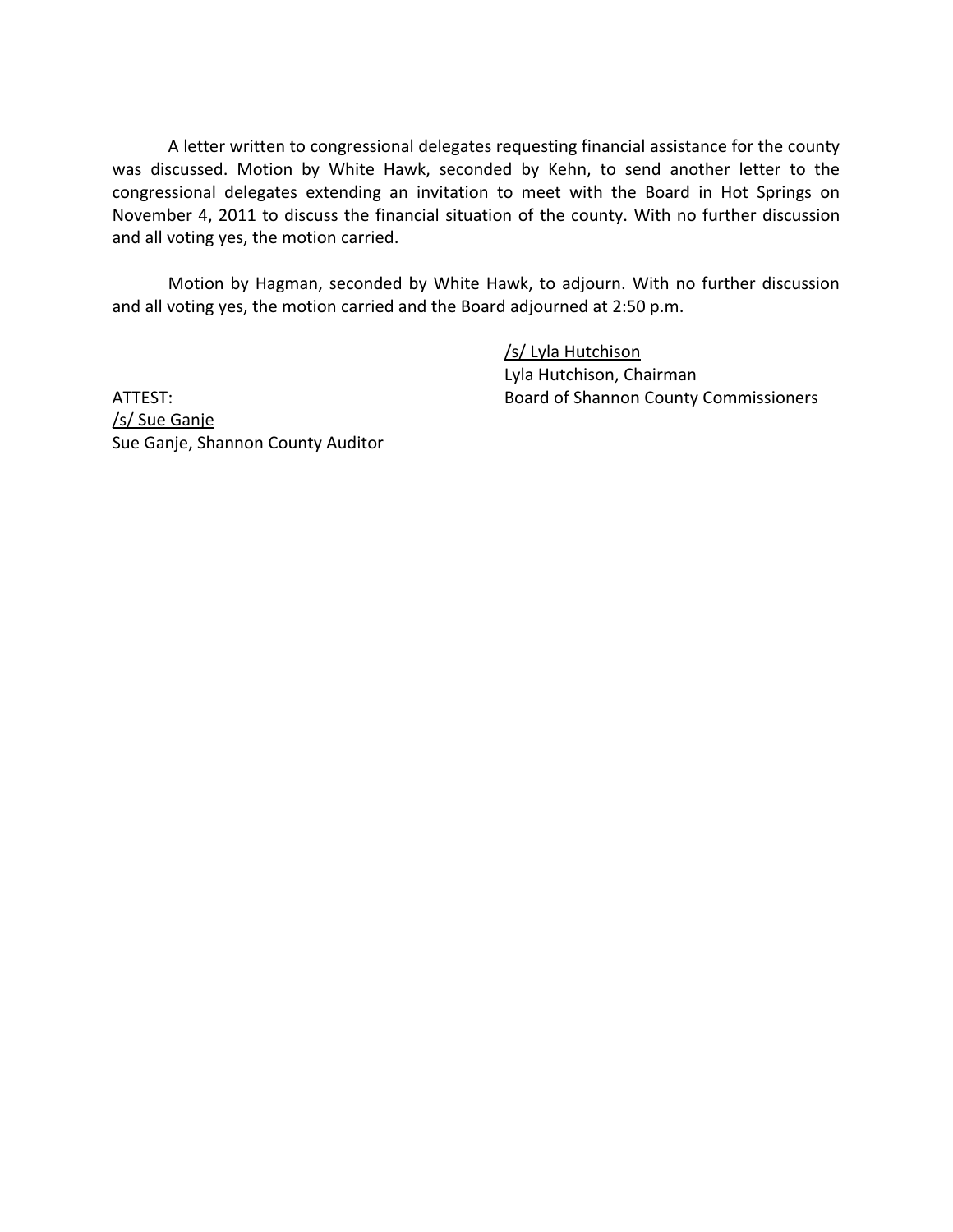A letter written to congressional delegates requesting financial assistance for the county was discussed. Motion by White Hawk, seconded by Kehn, to send another letter to the congressional delegates extending an invitation to meet with the Board in Hot Springs on November 4, 2011 to discuss the financial situation of the county. With no further discussion and all voting yes, the motion carried.

Motion by Hagman, seconded by White Hawk, to adjourn. With no further discussion and all voting yes, the motion carried and the Board adjourned at 2:50 p.m.

/s/ Lyla Hutchison
Lyla Hutchison, Chairman
Board of Shannon County Commissioners

ATTEST:
/s/ Sue Ganje
Sue Ganje, Shannon County Auditor